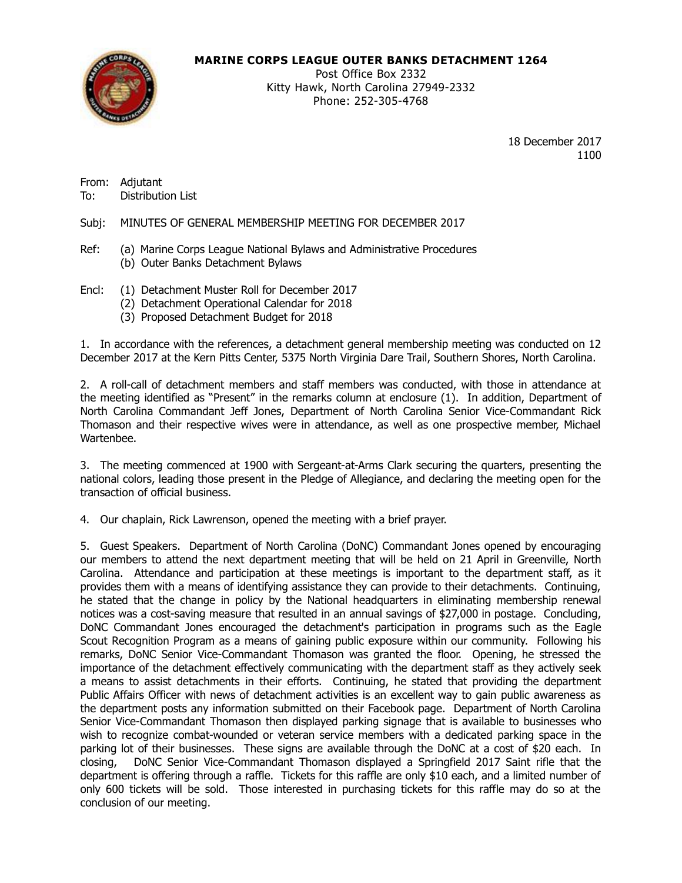**MARINE CORPS LEAGUE OUTER BANKS DETACHMENT 1264**

Post Office Box 2332
Kitty Hawk, North Carolina 27949-2332
Phone: 252-305-4768

18 December 2017
1100

From: Adjutant
To: Distribution List

Subj: MINUTES OF GENERAL MEMBERSHIP MEETING FOR DECEMBER 2017

Ref: (a) Marine Corps League National Bylaws and Administrative Procedures
(b) Outer Banks Detachment Bylaws

Encl: (1) Detachment Muster Roll for December 2017
(2) Detachment Operational Calendar for 2018
(3) Proposed Detachment Budget for 2018

1. In accordance with the references, a detachment general membership meeting was conducted on 12 December 2017 at the Kern Pitts Center, 5375 North Virginia Dare Trail, Southern Shores, North Carolina.

2. A roll-call of detachment members and staff members was conducted, with those in attendance at the meeting identified as "Present" in the remarks column at enclosure (1). In addition, Department of North Carolina Commandant Jeff Jones, Department of North Carolina Senior Vice-Commandant Rick Thomason and their respective wives were in attendance, as well as one prospective member, Michael Wartenbee.

3. The meeting commenced at 1900 with Sergeant-at-Arms Clark securing the quarters, presenting the national colors, leading those present in the Pledge of Allegiance, and declaring the meeting open for the transaction of official business.

4. Our chaplain, Rick Lawrenson, opened the meeting with a brief prayer.

5. Guest Speakers. Department of North Carolina (DoNC) Commandant Jones opened by encouraging our members to attend the next department meeting that will be held on 21 April in Greenville, North Carolina. Attendance and participation at these meetings is important to the department staff, as it provides them with a means of identifying assistance they can provide to their detachments. Continuing, he stated that the change in policy by the National headquarters in eliminating membership renewal notices was a cost-saving measure that resulted in an annual savings of $27,000 in postage. Concluding, DoNC Commandant Jones encouraged the detachment's participation in programs such as the Eagle Scout Recognition Program as a means of gaining public exposure within our community. Following his remarks, DoNC Senior Vice-Commandant Thomason was granted the floor. Opening, he stressed the importance of the detachment effectively communicating with the department staff as they actively seek a means to assist detachments in their efforts. Continuing, he stated that providing the department Public Affairs Officer with news of detachment activities is an excellent way to gain public awareness as the department posts any information submitted on their Facebook page. Department of North Carolina Senior Vice-Commandant Thomason then displayed parking signage that is available to businesses who wish to recognize combat-wounded or veteran service members with a dedicated parking space in the parking lot of their businesses. These signs are available through the DoNC at a cost of $20 each. In closing, DoNC Senior Vice-Commandant Thomason displayed a Springfield 2017 Saint rifle that the department is offering through a raffle. Tickets for this raffle are only $10 each, and a limited number of only 600 tickets will be sold. Those interested in purchasing tickets for this raffle may do so at the conclusion of our meeting.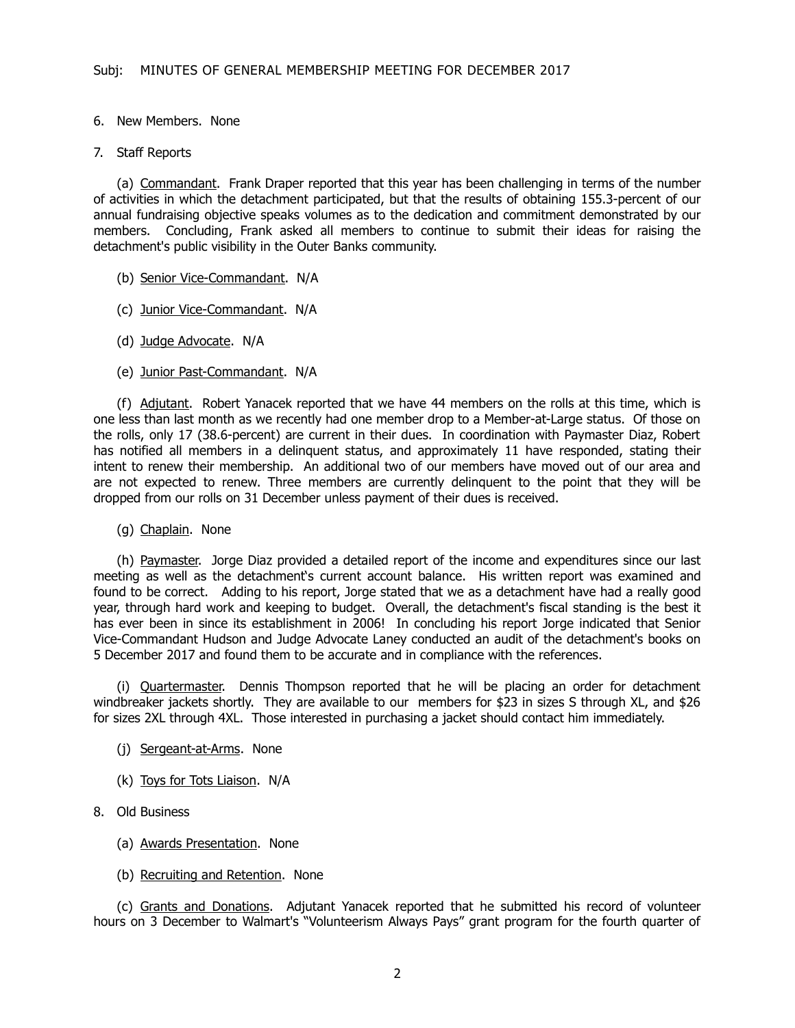Subj: MINUTES OF GENERAL MEMBERSHIP MEETING FOR DECEMBER 2017

6. New Members. None

7. Staff Reports

(a) Commandant. Frank Draper reported that this year has been challenging in terms of the number of activities in which the detachment participated, but that the results of obtaining 155.3-percent of our annual fundraising objective speaks volumes as to the dedication and commitment demonstrated by our members. Concluding, Frank asked all members to continue to submit their ideas for raising the detachment's public visibility in the Outer Banks community.

(b) Senior Vice-Commandant. N/A

(c) Junior Vice-Commandant. N/A

(d) Judge Advocate. N/A

(e) Junior Past-Commandant. N/A

(f) Adjutant. Robert Yanacek reported that we have 44 members on the rolls at this time, which is one less than last month as we recently had one member drop to a Member-at-Large status. Of those on the rolls, only 17 (38.6-percent) are current in their dues. In coordination with Paymaster Diaz, Robert has notified all members in a delinquent status, and approximately 11 have responded, stating their intent to renew their membership. An additional two of our members have moved out of our area and are not expected to renew. Three members are currently delinquent to the point that they will be dropped from our rolls on 31 December unless payment of their dues is received.

(g) Chaplain. None

(h) Paymaster. Jorge Diaz provided a detailed report of the income and expenditures since our last meeting as well as the detachment's current account balance. His written report was examined and found to be correct. Adding to his report, Jorge stated that we as a detachment have had a really good year, through hard work and keeping to budget. Overall, the detachment's fiscal standing is the best it has ever been in since its establishment in 2006! In concluding his report Jorge indicated that Senior Vice-Commandant Hudson and Judge Advocate Laney conducted an audit of the detachment's books on 5 December 2017 and found them to be accurate and in compliance with the references.

(i) Quartermaster. Dennis Thompson reported that he will be placing an order for detachment windbreaker jackets shortly. They are available to our members for $23 in sizes S through XL, and $26 for sizes 2XL through 4XL. Those interested in purchasing a jacket should contact him immediately.

(j) Sergeant-at-Arms. None

(k) Toys for Tots Liaison. N/A

8. Old Business

(a) Awards Presentation. None

(b) Recruiting and Retention. None

(c) Grants and Donations. Adjutant Yanacek reported that he submitted his record of volunteer hours on 3 December to Walmart's "Volunteerism Always Pays" grant program for the fourth quarter of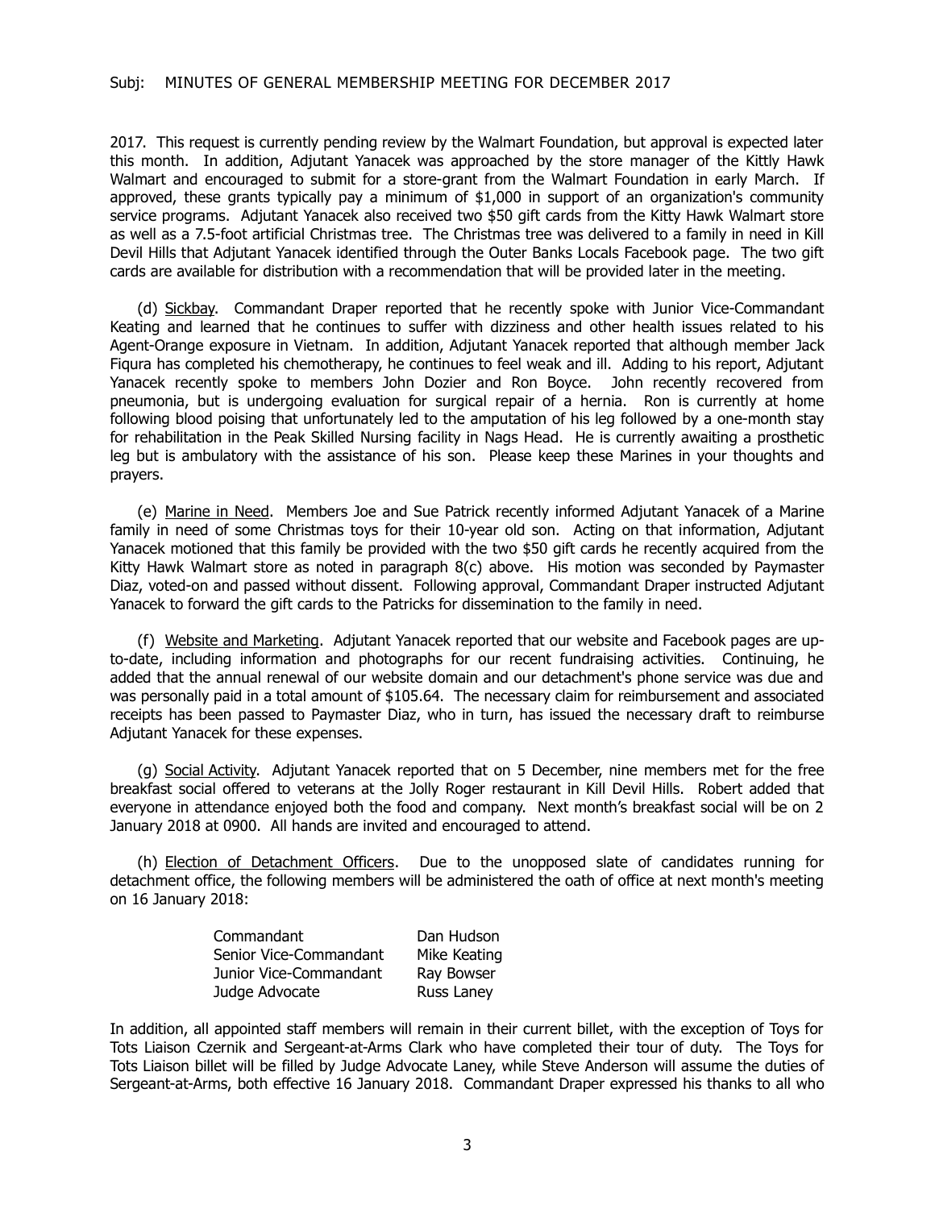2017. This request is currently pending review by the Walmart Foundation, but approval is expected later this month. In addition, Adjutant Yanacek was approached by the store manager of the Kittly Hawk Walmart and encouraged to submit for a store-grant from the Walmart Foundation in early March. If approved, these grants typically pay a minimum of $1,000 in support of an organization's community service programs. Adjutant Yanacek also received two $50 gift cards from the Kitty Hawk Walmart store as well as a 7.5-foot artificial Christmas tree. The Christmas tree was delivered to a family in need in Kill Devil Hills that Adjutant Yanacek identified through the Outer Banks Locals Facebook page. The two gift cards are available for distribution with a recommendation that will be provided later in the meeting.

(d) Sickbay. Commandant Draper reported that he recently spoke with Junior Vice-Commandant Keating and learned that he continues to suffer with dizziness and other health issues related to his Agent-Orange exposure in Vietnam. In addition, Adjutant Yanacek reported that although member Jack Fiqura has completed his chemotherapy, he continues to feel weak and ill. Adding to his report, Adjutant Yanacek recently spoke to members John Dozier and Ron Boyce. John recently recovered from pneumonia, but is undergoing evaluation for surgical repair of a hernia. Ron is currently at home following blood poising that unfortunately led to the amputation of his leg followed by a one-month stay for rehabilitation in the Peak Skilled Nursing facility in Nags Head. He is currently awaiting a prosthetic leg but is ambulatory with the assistance of his son. Please keep these Marines in your thoughts and prayers.

(e) Marine in Need. Members Joe and Sue Patrick recently informed Adjutant Yanacek of a Marine family in need of some Christmas toys for their 10-year old son. Acting on that information, Adjutant Yanacek motioned that this family be provided with the two $50 gift cards he recently acquired from the Kitty Hawk Walmart store as noted in paragraph 8(c) above. His motion was seconded by Paymaster Diaz, voted-on and passed without dissent. Following approval, Commandant Draper instructed Adjutant Yanacek to forward the gift cards to the Patricks for dissemination to the family in need.

(f) Website and Marketing. Adjutant Yanacek reported that our website and Facebook pages are up-to-date, including information and photographs for our recent fundraising activities. Continuing, he added that the annual renewal of our website domain and our detachment's phone service was due and was personally paid in a total amount of $105.64. The necessary claim for reimbursement and associated receipts has been passed to Paymaster Diaz, who in turn, has issued the necessary draft to reimburse Adjutant Yanacek for these expenses.

(g) Social Activity. Adjutant Yanacek reported that on 5 December, nine members met for the free breakfast social offered to veterans at the Jolly Roger restaurant in Kill Devil Hills. Robert added that everyone in attendance enjoyed both the food and company. Next month's breakfast social will be on 2 January 2018 at 0900. All hands are invited and encouraged to attend.

(h) Election of Detachment Officers. Due to the unopposed slate of candidates running for detachment office, the following members will be administered the oath of office at next month's meeting on 16 January 2018:

| | |
|---|---|
| Commandant | Dan Hudson |
| Senior Vice-Commandant | Mike Keating |
| Junior Vice-Commandant | Ray Bowser |
| Judge Advocate | Russ Laney |

In addition, all appointed staff members will remain in their current billet, with the exception of Toys for Tots Liaison Czernik and Sergeant-at-Arms Clark who have completed their tour of duty. The Toys for Tots Liaison billet will be filled by Judge Advocate Laney, while Steve Anderson will assume the duties of Sergeant-at-Arms, both effective 16 January 2018. Commandant Draper expressed his thanks to all who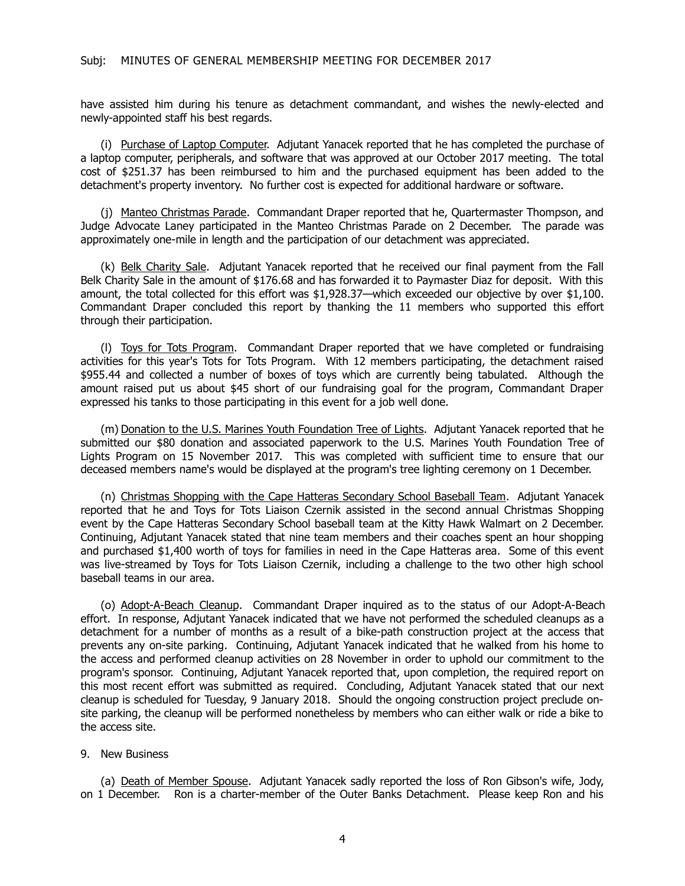have assisted him during his tenure as detachment commandant, and wishes the newly-elected and newly-appointed staff his best regards.

(i) Purchase of Laptop Computer. Adjutant Yanacek reported that he has completed the purchase of a laptop computer, peripherals, and software that was approved at our October 2017 meeting. The total cost of $251.37 has been reimbursed to him and the purchased equipment has been added to the detachment's property inventory. No further cost is expected for additional hardware or software.

(j) Manteo Christmas Parade. Commandant Draper reported that he, Quartermaster Thompson, and Judge Advocate Laney participated in the Manteo Christmas Parade on 2 December. The parade was approximately one-mile in length and the participation of our detachment was appreciated.

(k) Belk Charity Sale. Adjutant Yanacek reported that he received our final payment from the Fall Belk Charity Sale in the amount of $176.68 and has forwarded it to Paymaster Diaz for deposit. With this amount, the total collected for this effort was $1,928.37—which exceeded our objective by over $1,100. Commandant Draper concluded this report by thanking the 11 members who supported this effort through their participation.

(l) Toys for Tots Program. Commandant Draper reported that we have completed or fundraising activities for this year's Tots for Tots Program. With 12 members participating, the detachment raised $955.44 and collected a number of boxes of toys which are currently being tabulated. Although the amount raised put us about $45 short of our fundraising goal for the program, Commandant Draper expressed his tanks to those participating in this event for a job well done.

(m) Donation to the U.S. Marines Youth Foundation Tree of Lights. Adjutant Yanacek reported that he submitted our $80 donation and associated paperwork to the U.S. Marines Youth Foundation Tree of Lights Program on 15 November 2017. This was completed with sufficient time to ensure that our deceased members name's would be displayed at the program's tree lighting ceremony on 1 December.

(n) Christmas Shopping with the Cape Hatteras Secondary School Baseball Team. Adjutant Yanacek reported that he and Toys for Tots Liaison Czernik assisted in the second annual Christmas Shopping event by the Cape Hatteras Secondary School baseball team at the Kitty Hawk Walmart on 2 December. Continuing, Adjutant Yanacek stated that nine team members and their coaches spent an hour shopping and purchased $1,400 worth of toys for families in need in the Cape Hatteras area. Some of this event was live-streamed by Toys for Tots Liaison Czernik, including a challenge to the two other high school baseball teams in our area.

(o) Adopt-A-Beach Cleanup. Commandant Draper inquired as to the status of our Adopt-A-Beach effort. In response, Adjutant Yanacek indicated that we have not performed the scheduled cleanups as a detachment for a number of months as a result of a bike-path construction project at the access that prevents any on-site parking. Continuing, Adjutant Yanacek indicated that he walked from his home to the access and performed cleanup activities on 28 November in order to uphold our commitment to the program's sponsor. Continuing, Adjutant Yanacek reported that, upon completion, the required report on this most recent effort was submitted as required. Concluding, Adjutant Yanacek stated that our next cleanup is scheduled for Tuesday, 9 January 2018. Should the ongoing construction project preclude on-site parking, the cleanup will be performed nonetheless by members who can either walk or ride a bike to the access site.

9. New Business

(a) Death of Member Spouse. Adjutant Yanacek sadly reported the loss of Ron Gibson's wife, Jody, on 1 December. Ron is a charter-member of the Outer Banks Detachment. Please keep Ron and his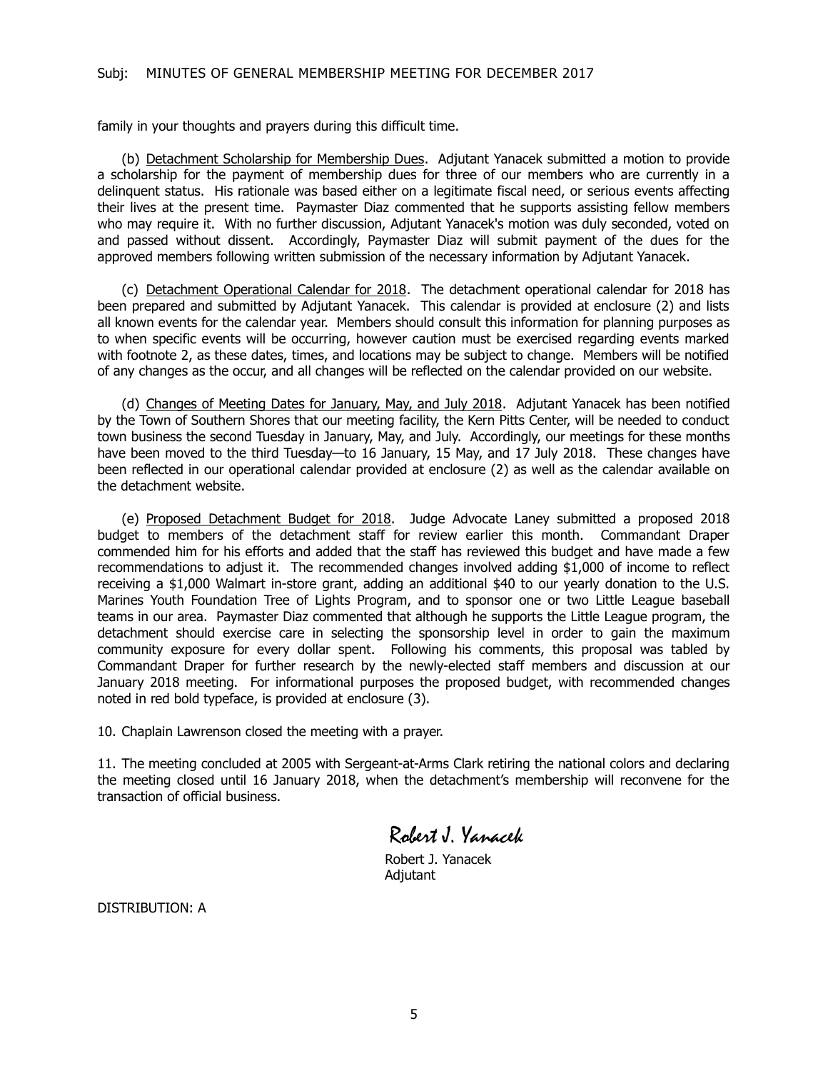family in your thoughts and prayers during this difficult time.

(b) Detachment Scholarship for Membership Dues. Adjutant Yanacek submitted a motion to provide a scholarship for the payment of membership dues for three of our members who are currently in a delinquent status. His rationale was based either on a legitimate fiscal need, or serious events affecting their lives at the present time. Paymaster Diaz commented that he supports assisting fellow members who may require it. With no further discussion, Adjutant Yanacek's motion was duly seconded, voted on and passed without dissent. Accordingly, Paymaster Diaz will submit payment of the dues for the approved members following written submission of the necessary information by Adjutant Yanacek.

(c) Detachment Operational Calendar for 2018. The detachment operational calendar for 2018 has been prepared and submitted by Adjutant Yanacek. This calendar is provided at enclosure (2) and lists all known events for the calendar year. Members should consult this information for planning purposes as to when specific events will be occurring, however caution must be exercised regarding events marked with footnote 2, as these dates, times, and locations may be subject to change. Members will be notified of any changes as the occur, and all changes will be reflected on the calendar provided on our website.

(d) Changes of Meeting Dates for January, May, and July 2018. Adjutant Yanacek has been notified by the Town of Southern Shores that our meeting facility, the Kern Pitts Center, will be needed to conduct town business the second Tuesday in January, May, and July. Accordingly, our meetings for these months have been moved to the third Tuesday—to 16 January, 15 May, and 17 July 2018. These changes have been reflected in our operational calendar provided at enclosure (2) as well as the calendar available on the detachment website.

(e) Proposed Detachment Budget for 2018. Judge Advocate Laney submitted a proposed 2018 budget to members of the detachment staff for review earlier this month. Commandant Draper commended him for his efforts and added that the staff has reviewed this budget and have made a few recommendations to adjust it. The recommended changes involved adding $1,000 of income to reflect receiving a $1,000 Walmart in-store grant, adding an additional $40 to our yearly donation to the U.S. Marines Youth Foundation Tree of Lights Program, and to sponsor one or two Little League baseball teams in our area. Paymaster Diaz commented that although he supports the Little League program, the detachment should exercise care in selecting the sponsorship level in order to gain the maximum community exposure for every dollar spent. Following his comments, this proposal was tabled by Commandant Draper for further research by the newly-elected staff members and discussion at our January 2018 meeting. For informational purposes the proposed budget, with recommended changes noted in red bold typeface, is provided at enclosure (3).

10. Chaplain Lawrenson closed the meeting with a prayer.

11. The meeting concluded at 2005 with Sergeant-at-Arms Clark retiring the national colors and declaring the meeting closed until 16 January 2018, when the detachment's membership will reconvene for the transaction of official business.

*Robert J. Yanacek*

Robert J. Yanacek
Adjutant

DISTRIBUTION: A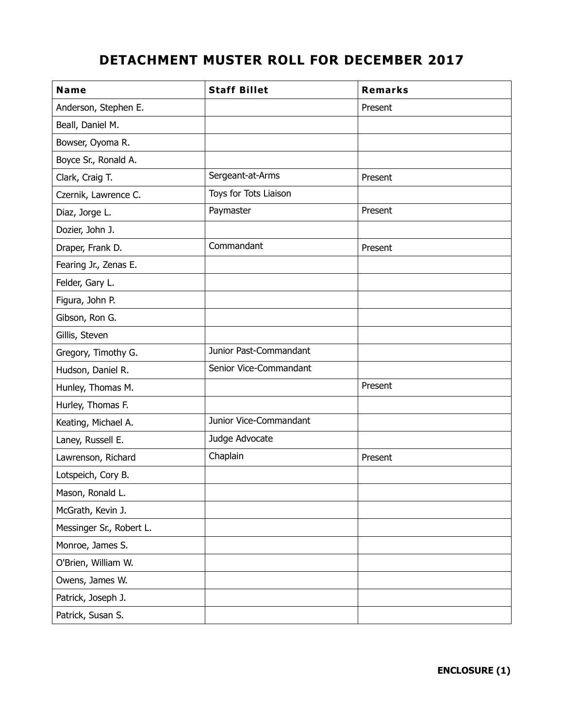# DETACHMENT MUSTER ROLL FOR DECEMBER 2017

| Name | Staff Billet | Remarks |
| --- | --- | --- |
| Anderson, Stephen E. | | Present |
| Beall, Daniel M. | | |
| Bowser, Oyoma R. | | |
| Boyce Sr., Ronald A. | | |
| Clark, Craig T. | Sergeant-at-Arms | Present |
| Czernik, Lawrence C. | Toys for Tots Liaison | |
| Diaz, Jorge L. | Paymaster | Present |
| Dozier, John J. | | |
| Draper, Frank D. | Commandant | Present |
| Fearing Jr., Zenas E. | | |
| Felder, Gary L. | | |
| Figura, John P. | | |
| Gibson, Ron G. | | |
| Gillis, Steven | | |
| Gregory, Timothy G. | Junior Past-Commandant | |
| Hudson, Daniel R. | Senior Vice-Commandant | |
| Hunley, Thomas M. | | Present |
| Hurley, Thomas F. | | |
| Keating, Michael A. | Junior Vice-Commandant | |
| Laney, Russell E. | Judge Advocate | |
| Lawrenson, Richard | Chaplain | Present |
| Lotspeich, Cory B. | | |
| Mason, Ronald L. | | |
| McGrath, Kevin J. | | |
| Messinger Sr., Robert L. | | |
| Monroe, James S. | | |
| O'Brien, William W. | | |
| Owens, James W. | | |
| Patrick, Joseph J. | | |
| Patrick, Susan S. | | |

**ENCLOSURE (1)**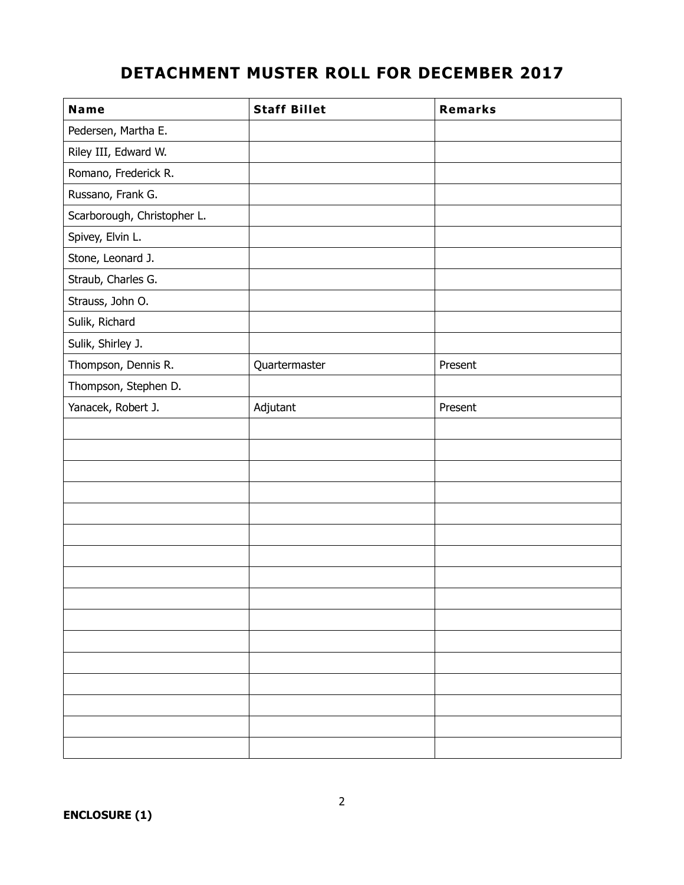# DETACHMENT MUSTER ROLL FOR DECEMBER 2017

| Name | Staff Billet | Remarks |
| --- | --- | --- |
| Pedersen, Martha E. | | |
| Riley III, Edward W. | | |
| Romano, Frederick R. | | |
| Russano, Frank G. | | |
| Scarborough, Christopher L. | | |
| Spivey, Elvin L. | | |
| Stone, Leonard J. | | |
| Straub, Charles G. | | |
| Strauss, John O. | | |
| Sulik, Richard | | |
| Sulik, Shirley J. | | |
| Thompson, Dennis R. | Quartermaster | Present |
| Thompson, Stephen D. | | |
| Yanacek, Robert J. | Adjutant | Present |
| | | |
| | | |
| | | |
| | | |
| | | |
| | | |
| | | |
| | | |
| | | |
| | | |
| | | |
| | | |
| | | |
| | | |
| | | |
| | | |

**ENCLOSURE (1)**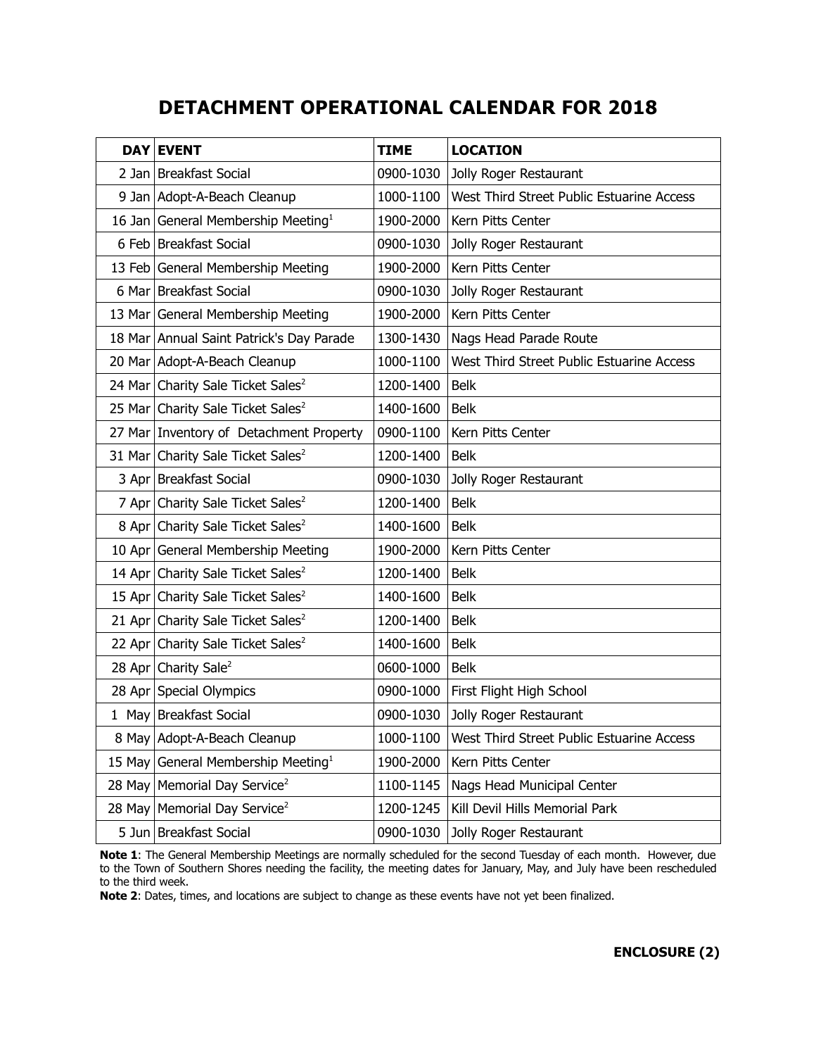# DETACHMENT OPERATIONAL CALENDAR FOR 2018

| DAY | EVENT | TIME | LOCATION |
|---|---|---|---|
| 2 Jan | Breakfast Social | 0900-1030 | Jolly Roger Restaurant |
| 9 Jan | Adopt-A-Beach Cleanup | 1000-1100 | West Third Street Public Estuarine Access |
| 16 Jan | General Membership Meeting[1] | 1900-2000 | Kern Pitts Center |
| 6 Feb | Breakfast Social | 0900-1030 | Jolly Roger Restaurant |
| 13 Feb | General Membership Meeting | 1900-2000 | Kern Pitts Center |
| 6 Mar | Breakfast Social | 0900-1030 | Jolly Roger Restaurant |
| 13 Mar | General Membership Meeting | 1900-2000 | Kern Pitts Center |
| 18 Mar | Annual Saint Patrick's Day Parade | 1300-1430 | Nags Head Parade Route |
| 20 Mar | Adopt-A-Beach Cleanup | 1000-1100 | West Third Street Public Estuarine Access |
| 24 Mar | Charity Sale Ticket Sales[2] | 1200-1400 | Belk |
| 25 Mar | Charity Sale Ticket Sales[2] | 1400-1600 | Belk |
| 27 Mar | Inventory of Detachment Property | 0900-1100 | Kern Pitts Center |
| 31 Mar | Charity Sale Ticket Sales[2] | 1200-1400 | Belk |
| 3 Apr | Breakfast Social | 0900-1030 | Jolly Roger Restaurant |
| 7 Apr | Charity Sale Ticket Sales[2] | 1200-1400 | Belk |
| 8 Apr | Charity Sale Ticket Sales[2] | 1400-1600 | Belk |
| 10 Apr | General Membership Meeting | 1900-2000 | Kern Pitts Center |
| 14 Apr | Charity Sale Ticket Sales[2] | 1200-1400 | Belk |
| 15 Apr | Charity Sale Ticket Sales[2] | 1400-1600 | Belk |
| 21 Apr | Charity Sale Ticket Sales[2] | 1200-1400 | Belk |
| 22 Apr | Charity Sale Ticket Sales[2] | 1400-1600 | Belk |
| 28 Apr | Charity Sale[2] | 0600-1000 | Belk |
| 28 Apr | Special Olympics | 0900-1000 | First Flight High School |
| 1 May | Breakfast Social | 0900-1030 | Jolly Roger Restaurant |
| 8 May | Adopt-A-Beach Cleanup | 1000-1100 | West Third Street Public Estuarine Access |
| 15 May | General Membership Meeting[1] | 1900-2000 | Kern Pitts Center |
| 28 May | Memorial Day Service[2] | 1100-1145 | Nags Head Municipal Center |
| 28 May | Memorial Day Service[2] | 1200-1245 | Kill Devil Hills Memorial Park |
| 5 Jun | Breakfast Social | 0900-1030 | Jolly Roger Restaurant |

**Note 1**: The General Membership Meetings are normally scheduled for the second Tuesday of each month. However, due to the Town of Southern Shores needing the facility, the meeting dates for January, May, and July have been rescheduled to the third week.

**Note 2**: Dates, times, and locations are subject to change as these events have not yet been finalized.

**ENCLOSURE (2)**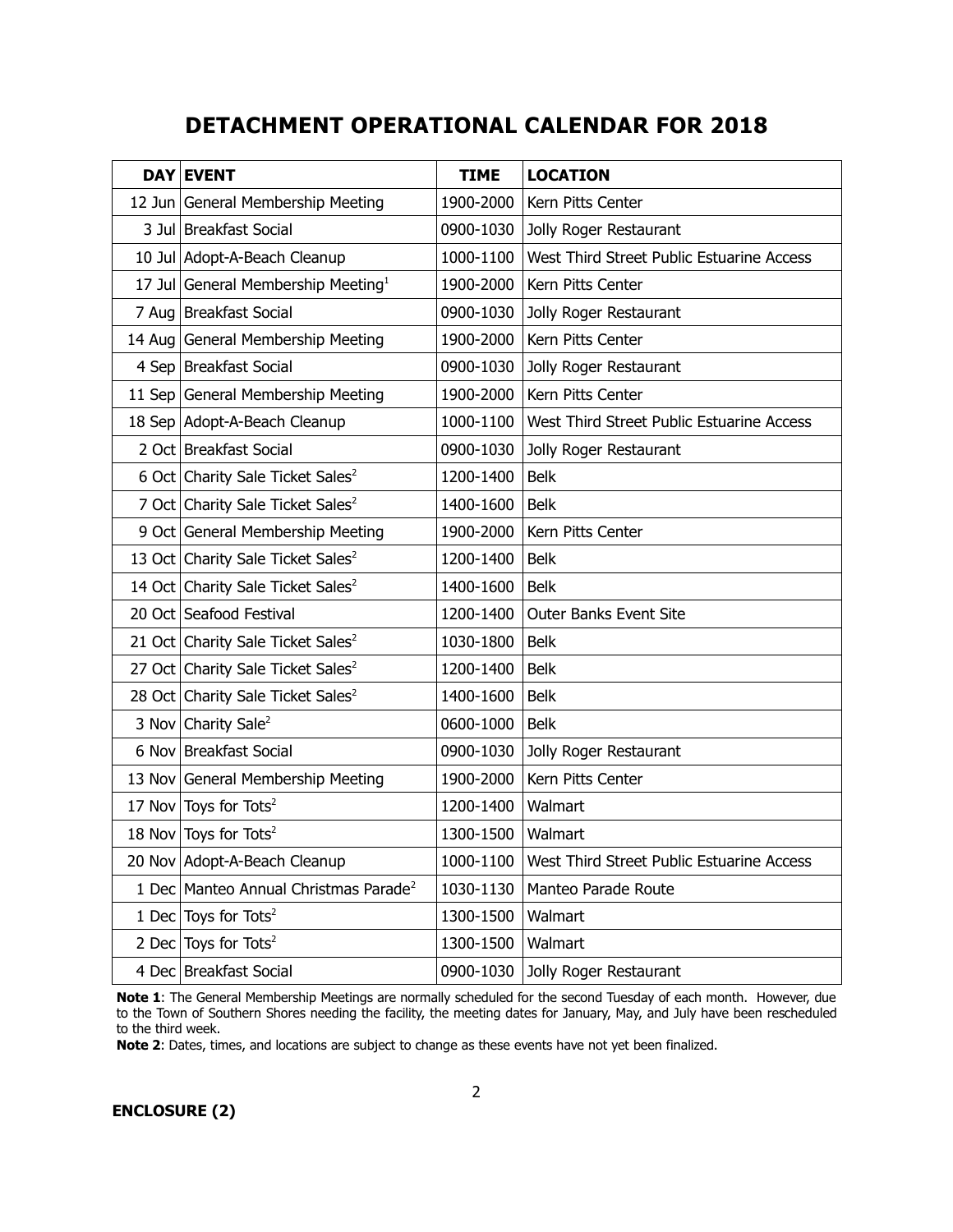# DETACHMENT OPERATIONAL CALENDAR FOR 2018

| DAY | EVENT | TIME | LOCATION |
|---|---|---|---|
| 12 Jun | General Membership Meeting | 1900-2000 | Kern Pitts Center |
| 3 Jul | Breakfast Social | 0900-1030 | Jolly Roger Restaurant |
| 10 Jul | Adopt-A-Beach Cleanup | 1000-1100 | West Third Street Public Estuarine Access |
| 17 Jul | General Membership Meeting[1] | 1900-2000 | Kern Pitts Center |
| 7 Aug | Breakfast Social | 0900-1030 | Jolly Roger Restaurant |
| 14 Aug | General Membership Meeting | 1900-2000 | Kern Pitts Center |
| 4 Sep | Breakfast Social | 0900-1030 | Jolly Roger Restaurant |
| 11 Sep | General Membership Meeting | 1900-2000 | Kern Pitts Center |
| 18 Sep | Adopt-A-Beach Cleanup | 1000-1100 | West Third Street Public Estuarine Access |
| 2 Oct | Breakfast Social | 0900-1030 | Jolly Roger Restaurant |
| 6 Oct | Charity Sale Ticket Sales[2] | 1200-1400 | Belk |
| 7 Oct | Charity Sale Ticket Sales[2] | 1400-1600 | Belk |
| 9 Oct | General Membership Meeting | 1900-2000 | Kern Pitts Center |
| 13 Oct | Charity Sale Ticket Sales[2] | 1200-1400 | Belk |
| 14 Oct | Charity Sale Ticket Sales[2] | 1400-1600 | Belk |
| 20 Oct | Seafood Festival | 1200-1400 | Outer Banks Event Site |
| 21 Oct | Charity Sale Ticket Sales[2] | 1030-1800 | Belk |
| 27 Oct | Charity Sale Ticket Sales[2] | 1200-1400 | Belk |
| 28 Oct | Charity Sale Ticket Sales[2] | 1400-1600 | Belk |
| 3 Nov | Charity Sale[2] | 0600-1000 | Belk |
| 6 Nov | Breakfast Social | 0900-1030 | Jolly Roger Restaurant |
| 13 Nov | General Membership Meeting | 1900-2000 | Kern Pitts Center |
| 17 Nov | Toys for Tots[2] | 1200-1400 | Walmart |
| 18 Nov | Toys for Tots[2] | 1300-1500 | Walmart |
| 20 Nov | Adopt-A-Beach Cleanup | 1000-1100 | West Third Street Public Estuarine Access |
| 1 Dec | Manteo Annual Christmas Parade[2] | 1030-1130 | Manteo Parade Route |
| 1 Dec | Toys for Tots[2] | 1300-1500 | Walmart |
| 2 Dec | Toys for Tots[2] | 1300-1500 | Walmart |
| 4 Dec | Breakfast Social | 0900-1030 | Jolly Roger Restaurant |

**Note 1**: The General Membership Meetings are normally scheduled for the second Tuesday of each month. However, due to the Town of Southern Shores needing the facility, the meeting dates for January, May, and July have been rescheduled to the third week.

**Note 2**: Dates, times, and locations are subject to change as these events have not yet been finalized.

**ENCLOSURE (2)**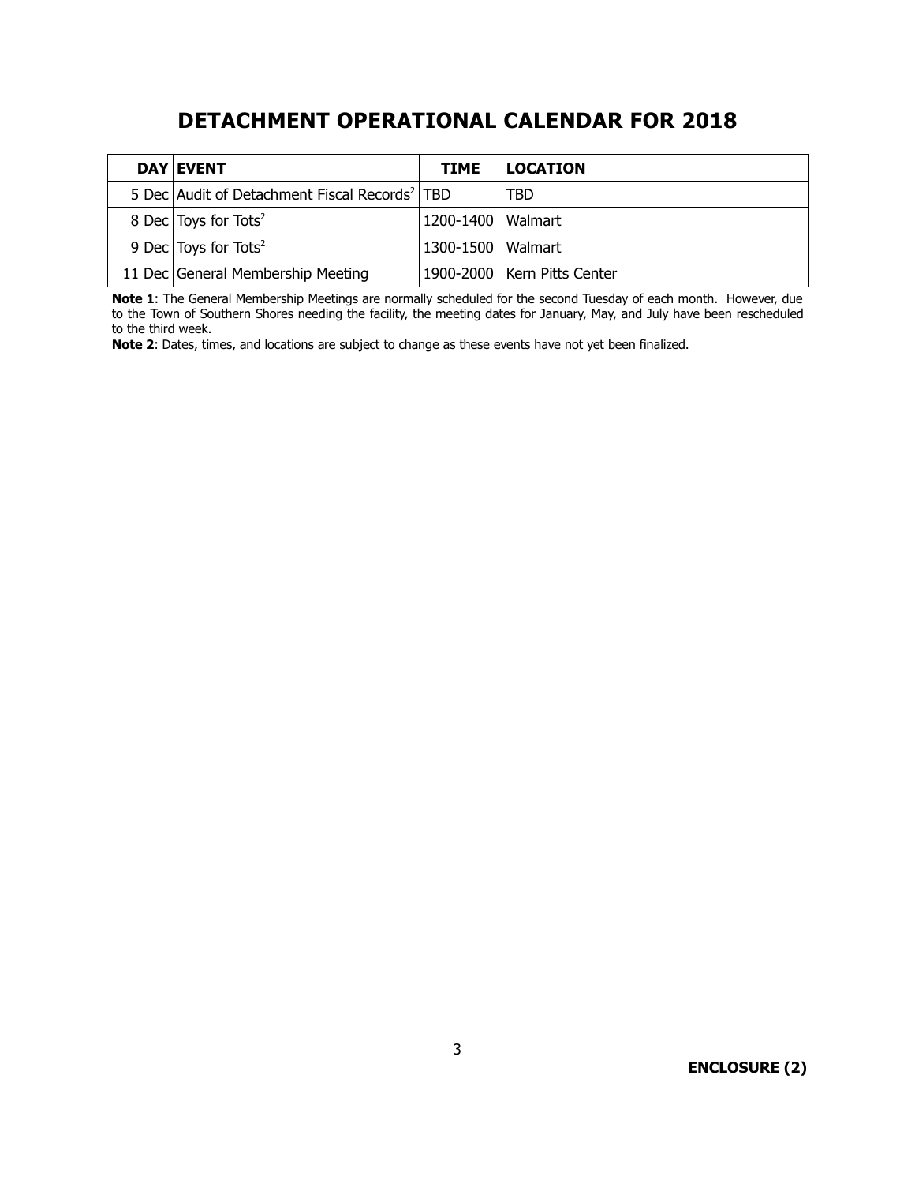# DETACHMENT OPERATIONAL CALENDAR FOR 2018

| DAY | EVENT | TIME | LOCATION |
|---|---|---|---|
| 5 Dec | Audit of Detachment Fiscal Records[2] | TBD | TBD |
| 8 Dec | Toys for Tots[2] | 1200-1400 | Walmart |
| 9 Dec | Toys for Tots[2] | 1300-1500 | Walmart |
| 11 Dec | General Membership Meeting | 1900-2000 | Kern Pitts Center |

**Note 1**: The General Membership Meetings are normally scheduled for the second Tuesday of each month. However, due to the Town of Southern Shores needing the facility, the meeting dates for January, May, and July have been rescheduled to the third week.

**Note 2**: Dates, times, and locations are subject to change as these events have not yet been finalized.

**ENCLOSURE (2)**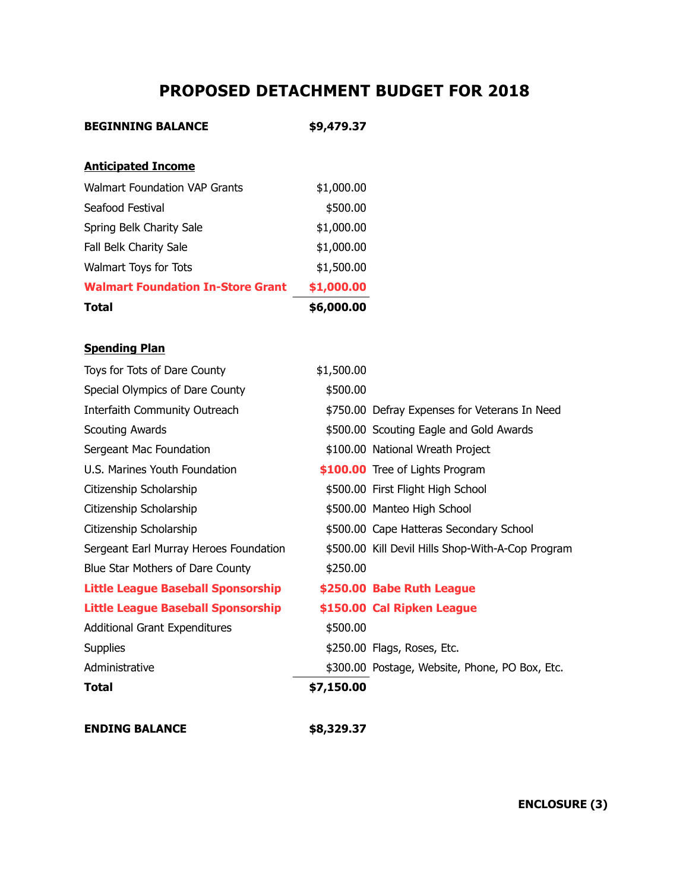# PROPOSED DETACHMENT BUDGET FOR 2018

| | | |
|---|---|---|
| **BEGINNING BALANCE** | **$9,479.37** | |
| | | |
| **Anticipated Income** | | |
| Walmart Foundation VAP Grants | $1,000.00 | |
| Seafood Festival | $500.00 | |
| Spring Belk Charity Sale | $1,000.00 | |
| Fall Belk Charity Sale | $1,000.00 | |
| Walmart Toys for Tots | $1,500.00 | |
| **Walmart Foundation In-Store Grant** | **$1,000.00** | |
| **Total** | **$6,000.00** | |
| | | |
| **Spending Plan** | | |
| Toys for Tots of Dare County | $1,500.00 | |
| Special Olympics of Dare County | $500.00 | |
| Interfaith Community Outreach | $750.00 | Defray Expenses for Veterans In Need |
| Scouting Awards | $500.00 | Scouting Eagle and Gold Awards |
| Sergeant Mac Foundation | $100.00 | National Wreath Project |
| U.S. Marines Youth Foundation | **$100.00** | Tree of Lights Program |
| Citizenship Scholarship | $500.00 | First Flight High School |
| Citizenship Scholarship | $500.00 | Manteo High School |
| Citizenship Scholarship | $500.00 | Cape Hatteras Secondary School |
| Sergeant Earl Murray Heroes Foundation | $500.00 | Kill Devil Hills Shop-With-A-Cop Program |
| Blue Star Mothers of Dare County | $250.00 | |
| **Little League Baseball Sponsorship** | **$250.00** | **Babe Ruth League** |
| **Little League Baseball Sponsorship** | **$150.00** | **Cal Ripken League** |
| Additional Grant Expenditures | $500.00 | |
| Supplies | $250.00 | Flags, Roses, Etc. |
| Administrative | $300.00 | Postage, Website, Phone, PO Box, Etc. |
| **Total** | **$7,150.00** | |
| | | |
| **ENDING BALANCE** | **$8,329.37** | |

**ENCLOSURE (3)**